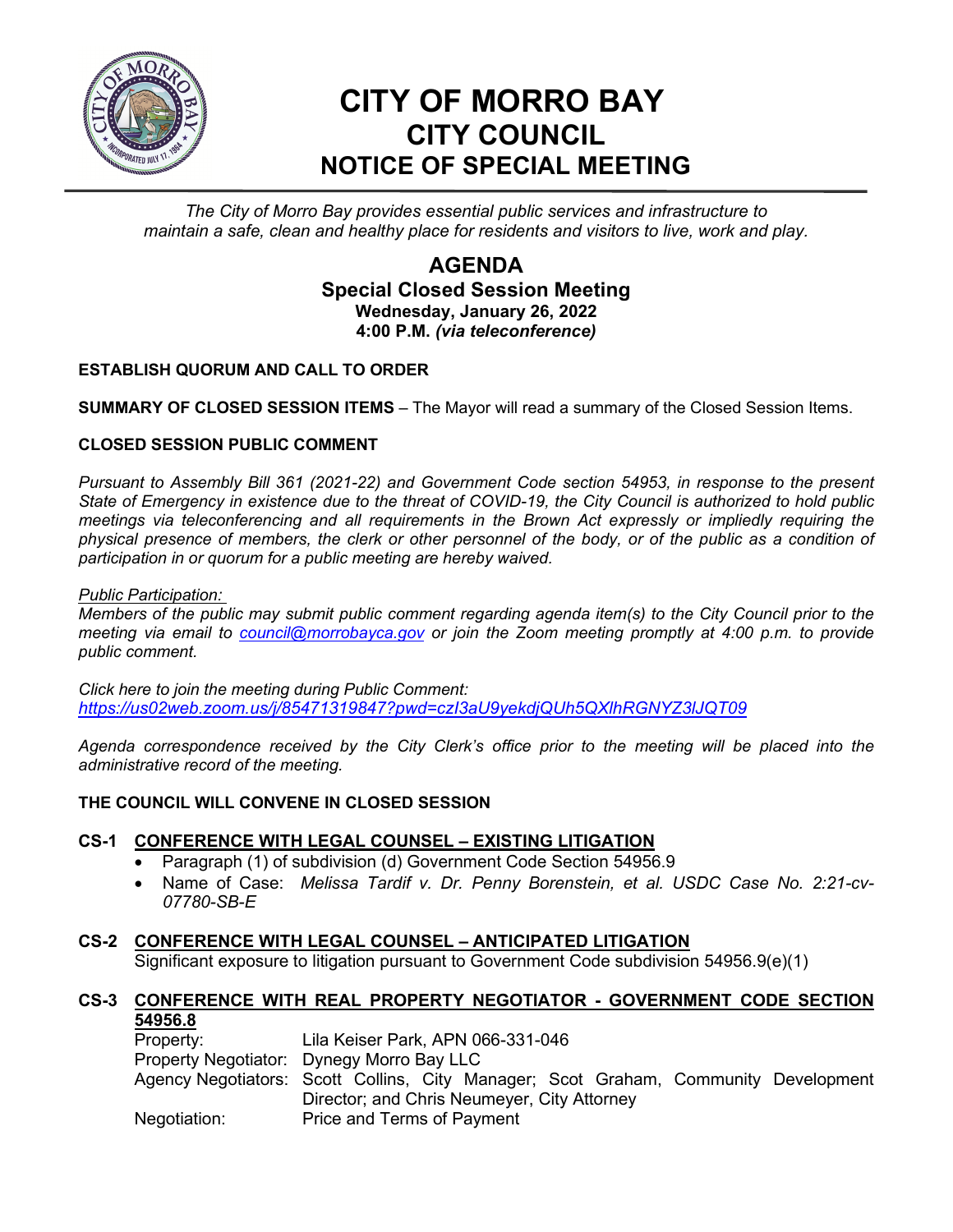# CITY OF MORRO BAY
## CITY COUNCIL
## NOTICE OF SPECIAL MEETING

*The City of Morro Bay provides essential public services and infrastructure to maintain a safe, clean and healthy place for residents and visitors to live, work and play.*

## AGENDA
### Special Closed Session Meeting
**Wednesday, January 26, 2022**
**4:00 P.M.** ***(via teleconference)***

**ESTABLISH QUORUM AND CALL TO ORDER**

**SUMMARY OF CLOSED SESSION ITEMS** – The Mayor will read a summary of the Closed Session Items.

**CLOSED SESSION PUBLIC COMMENT**

*Pursuant to Assembly Bill 361 (2021-22) and Government Code section 54953, in response to the present State of Emergency in existence due to the threat of COVID-19, the City Council is authorized to hold public meetings via teleconferencing and all requirements in the Brown Act expressly or impliedly requiring the physical presence of members, the clerk or other personnel of the body, or of the public as a condition of participation in or quorum for a public meeting are hereby waived.*

*Public Participation:*
*Members of the public may submit public comment regarding agenda item(s) to the City Council prior to the meeting via email to council@morrobayca.gov or join the Zoom meeting promptly at 4:00 p.m. to provide public comment.*

*Click here to join the meeting during Public Comment:*
*https://us02web.zoom.us/j/85471319847?pwd=czI3aU9yekdjQUh5QXlhRGNYZ3lJQT09*

*Agenda correspondence received by the City Clerk's office prior to the meeting will be placed into the administrative record of the meeting.*

**THE COUNCIL WILL CONVENE IN CLOSED SESSION**

**CS-1 CONFERENCE WITH LEGAL COUNSEL – EXISTING LITIGATION**

- Paragraph (1) of subdivision (d) Government Code Section 54956.9
- Name of Case: *Melissa Tardif v. Dr. Penny Borenstein, et al. USDC Case No. 2:21-cv-07780-SB-E*

**CS-2 CONFERENCE WITH LEGAL COUNSEL – ANTICIPATED LITIGATION**

Significant exposure to litigation pursuant to Government Code subdivision 54956.9(e)(1)

**CS-3 CONFERENCE WITH REAL PROPERTY NEGOTIATOR - GOVERNMENT CODE SECTION 54956.8**

Property: Lila Keiser Park, APN 066-331-046
Property Negotiator: Dynegy Morro Bay LLC
Agency Negotiators: Scott Collins, City Manager; Scot Graham, Community Development Director; and Chris Neumeyer, City Attorney
Negotiation: Price and Terms of Payment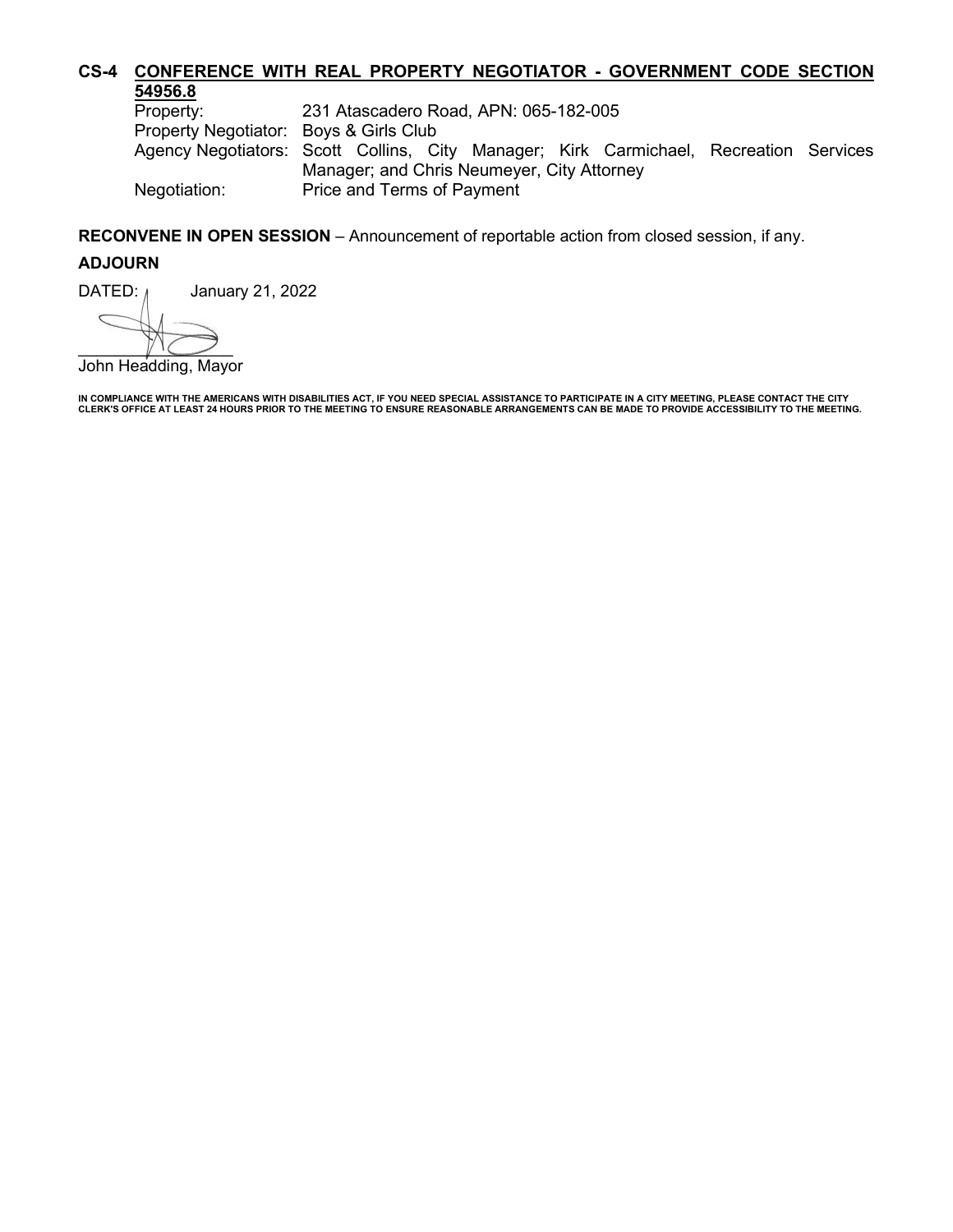**CS-4 CONFERENCE WITH REAL PROPERTY NEGOTIATOR - GOVERNMENT CODE SECTION 54956.8**

Property: 231 Atascadero Road, APN: 065-182-005
Property Negotiator: Boys & Girls Club
Agency Negotiators: Scott Collins, City Manager; Kirk Carmichael, Recreation Services Manager; and Chris Neumeyer, City Attorney
Negotiation: Price and Terms of Payment

**RECONVENE IN OPEN SESSION** – Announcement of reportable action from closed session, if any.

**ADJOURN**

DATED: January 21, 2022

John Headding, Mayor

**IN COMPLIANCE WITH THE AMERICANS WITH DISABILITIES ACT, IF YOU NEED SPECIAL ASSISTANCE TO PARTICIPATE IN A CITY MEETING, PLEASE CONTACT THE CITY CLERK'S OFFICE AT LEAST 24 HOURS PRIOR TO THE MEETING TO ENSURE REASONABLE ARRANGEMENTS CAN BE MADE TO PROVIDE ACCESSIBILITY TO THE MEETING.**